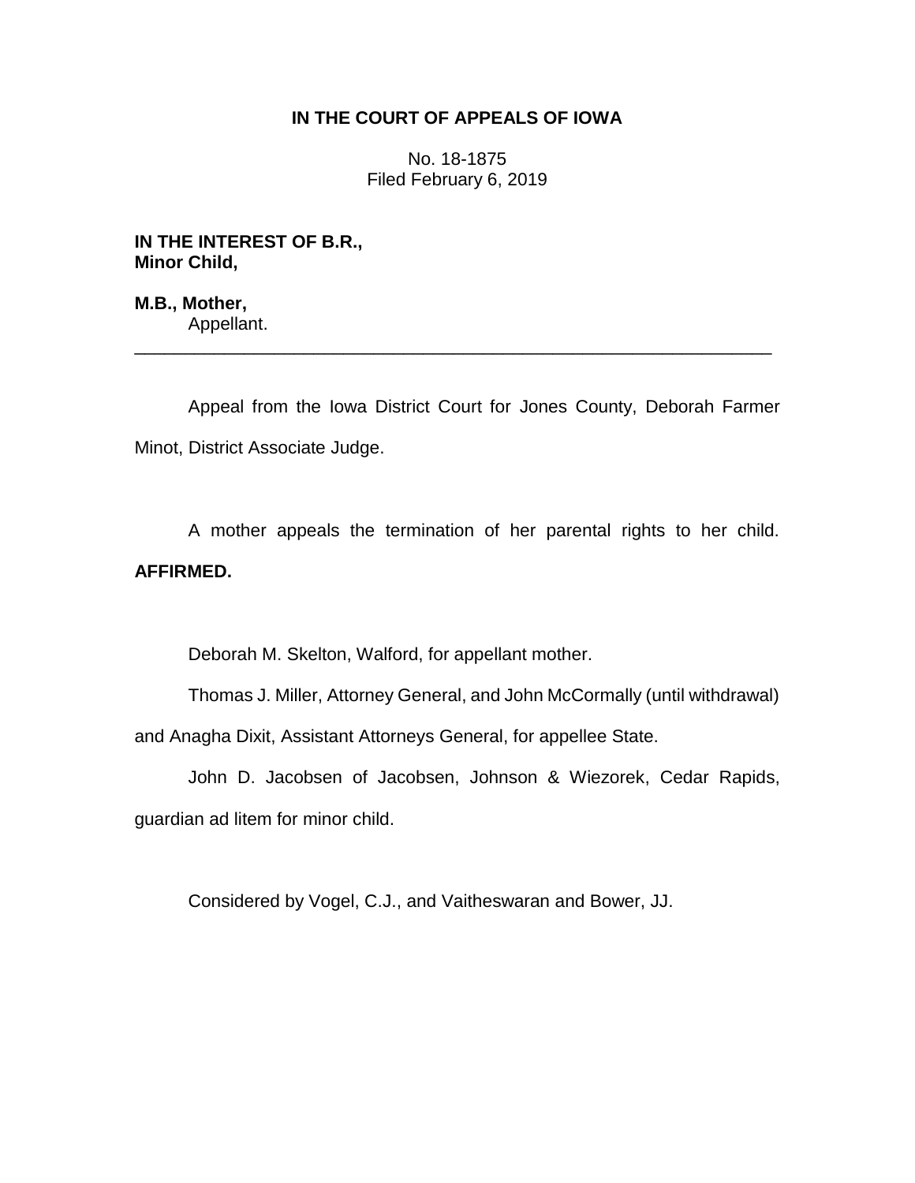# IN THE COURT OF APPEALS OF IOWA

No. 18-1875
Filed February 6, 2019

**IN THE INTEREST OF B.R.,
Minor Child,**

**M.B., Mother,**
Appellant.

---

Appeal from the Iowa District Court for Jones County, Deborah Farmer Minot, District Associate Judge.

A mother appeals the termination of her parental rights to her child. **AFFIRMED.**

Deborah M. Skelton, Walford, for appellant mother.

Thomas J. Miller, Attorney General, and John McCormally (until withdrawal) and Anagha Dixit, Assistant Attorneys General, for appellee State.

John D. Jacobsen of Jacobsen, Johnson & Wiezorek, Cedar Rapids, guardian ad litem for minor child.

Considered by Vogel, C.J., and Vaitheswaran and Bower, JJ.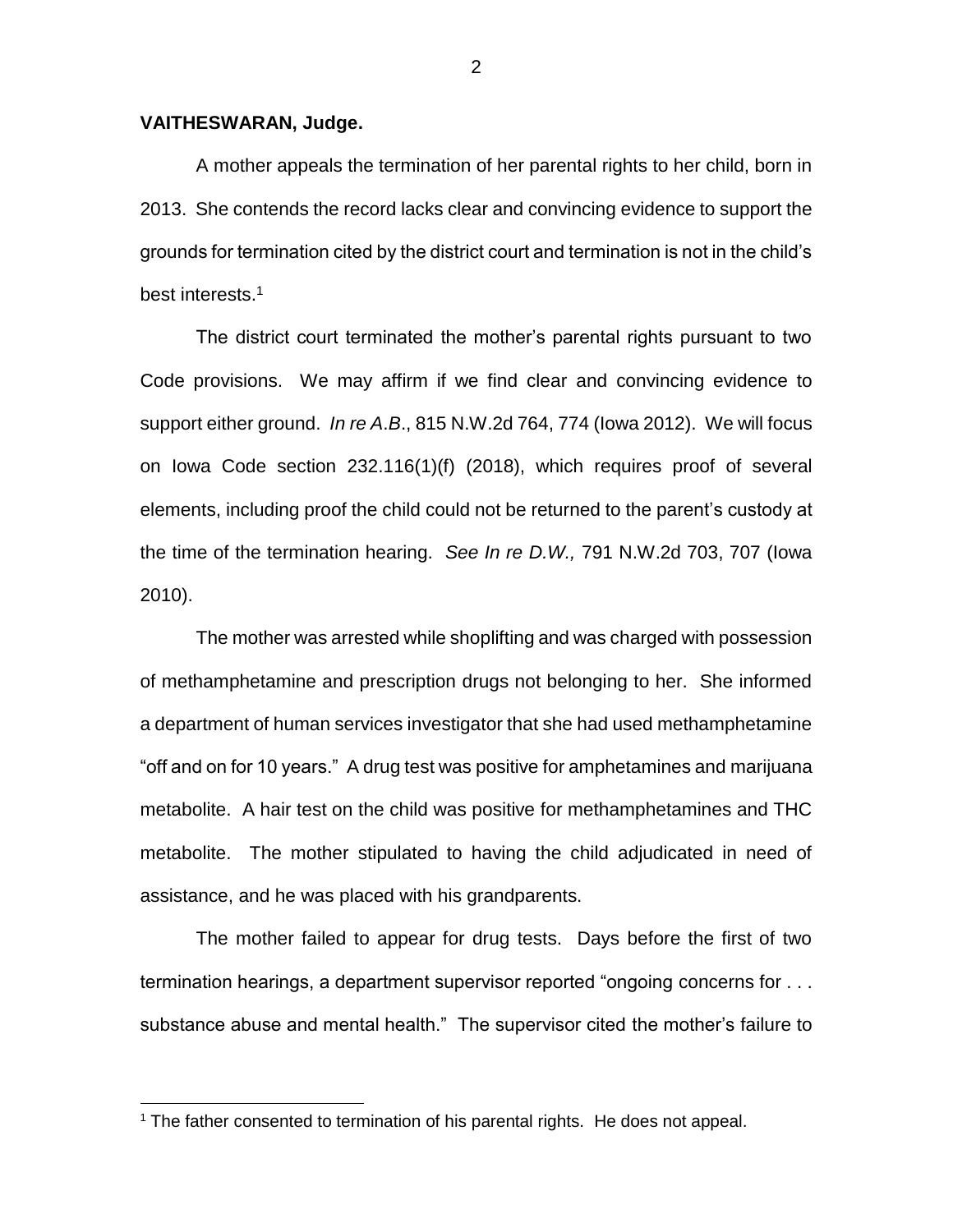**VAITHESWARAN, Judge.**

A mother appeals the termination of her parental rights to her child, born in 2013. She contends the record lacks clear and convincing evidence to support the grounds for termination cited by the district court and termination is not in the child's best interests.[1]

The district court terminated the mother's parental rights pursuant to two Code provisions. We may affirm if we find clear and convincing evidence to support either ground. *In re A.B.*, 815 N.W.2d 764, 774 (Iowa 2012). We will focus on Iowa Code section 232.116(1)(f) (2018), which requires proof of several elements, including proof the child could not be returned to the parent's custody at the time of the termination hearing. *See In re D.W.,* 791 N.W.2d 703, 707 (Iowa 2010).

The mother was arrested while shoplifting and was charged with possession of methamphetamine and prescription drugs not belonging to her. She informed a department of human services investigator that she had used methamphetamine "off and on for 10 years." A drug test was positive for amphetamines and marijuana metabolite. A hair test on the child was positive for methamphetamines and THC metabolite. The mother stipulated to having the child adjudicated in need of assistance, and he was placed with his grandparents.

The mother failed to appear for drug tests. Days before the first of two termination hearings, a department supervisor reported "ongoing concerns for . . . substance abuse and mental health." The supervisor cited the mother's failure to

[1] The father consented to termination of his parental rights. He does not appeal.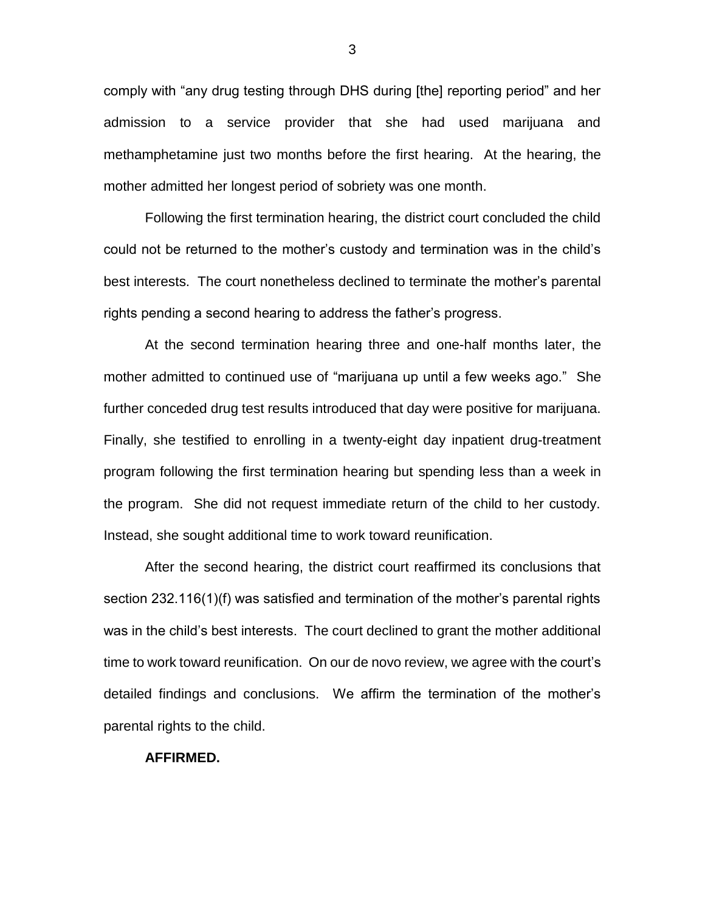comply with "any drug testing through DHS during [the] reporting period" and her admission to a service provider that she had used marijuana and methamphetamine just two months before the first hearing. At the hearing, the mother admitted her longest period of sobriety was one month.

Following the first termination hearing, the district court concluded the child could not be returned to the mother's custody and termination was in the child's best interests. The court nonetheless declined to terminate the mother's parental rights pending a second hearing to address the father's progress.

At the second termination hearing three and one-half months later, the mother admitted to continued use of "marijuana up until a few weeks ago." She further conceded drug test results introduced that day were positive for marijuana. Finally, she testified to enrolling in a twenty-eight day inpatient drug-treatment program following the first termination hearing but spending less than a week in the program. She did not request immediate return of the child to her custody. Instead, she sought additional time to work toward reunification.

After the second hearing, the district court reaffirmed its conclusions that section 232.116(1)(f) was satisfied and termination of the mother's parental rights was in the child's best interests. The court declined to grant the mother additional time to work toward reunification. On our de novo review, we agree with the court's detailed findings and conclusions. We affirm the termination of the mother's parental rights to the child.

**AFFIRMED.**